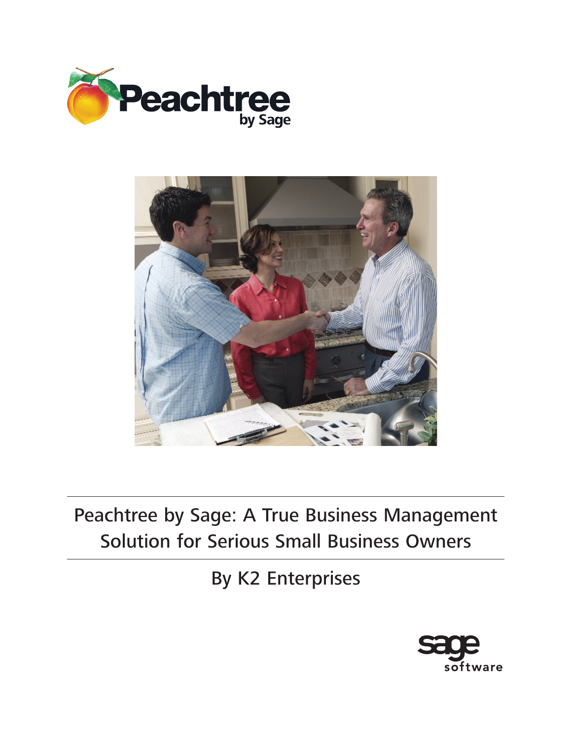# Peachtree by Sage: A True Business Management Solution for Serious Small Business Owners

By K2 Enterprises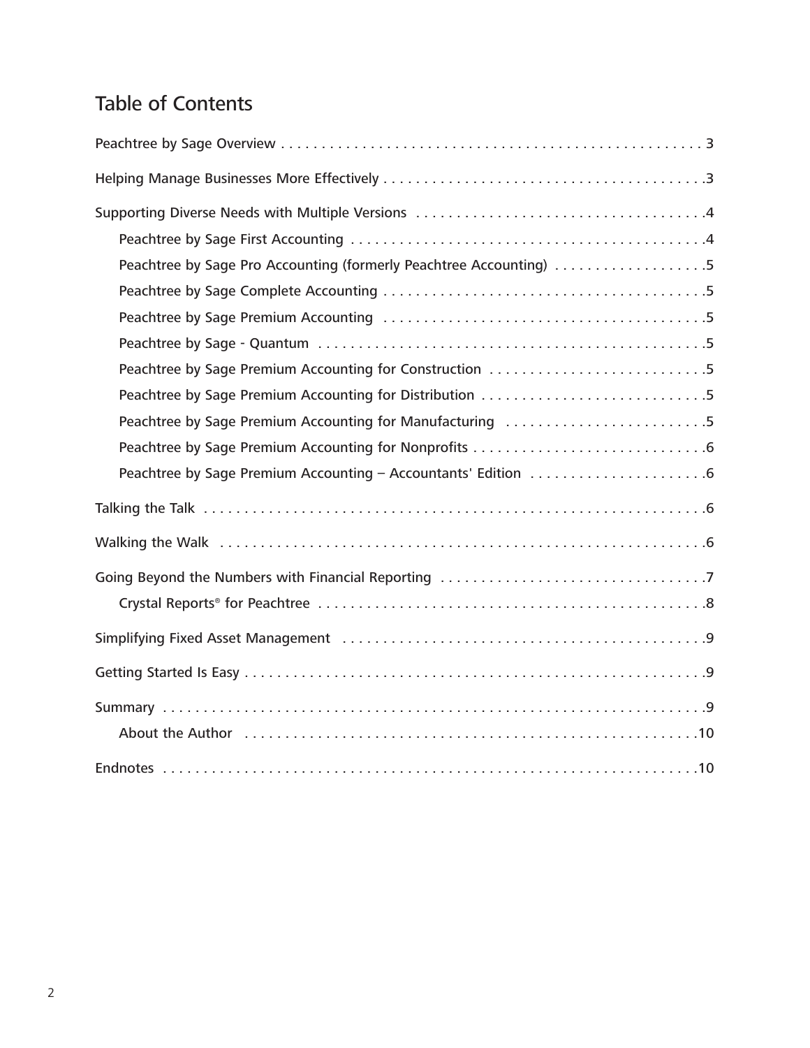## Table of Contents

- Peachtree by Sage Overview . . . . . . . . . . 3
- Helping Manage Businesses More Effectively . . . . . . . . . . 3
- Supporting Diverse Needs with Multiple Versions . . . . . . . . . . 4
  - Peachtree by Sage First Accounting . . . . . . . . . . 4
  - Peachtree by Sage Pro Accounting (formerly Peachtree Accounting) . . . . . . . . . . 5
  - Peachtree by Sage Complete Accounting . . . . . . . . . . 5
  - Peachtree by Sage Premium Accounting . . . . . . . . . . 5
  - Peachtree by Sage - Quantum . . . . . . . . . . 5
  - Peachtree by Sage Premium Accounting for Construction . . . . . . . . . . 5
  - Peachtree by Sage Premium Accounting for Distribution . . . . . . . . . . 5
  - Peachtree by Sage Premium Accounting for Manufacturing . . . . . . . . . . 5
  - Peachtree by Sage Premium Accounting for Nonprofits . . . . . . . . . . 6
  - Peachtree by Sage Premium Accounting – Accountants' Edition . . . . . . . . . . 6
- Talking the Talk . . . . . . . . . . 6
- Walking the Walk . . . . . . . . . . 6
- Going Beyond the Numbers with Financial Reporting . . . . . . . . . . 7
  - Crystal Reports® for Peachtree . . . . . . . . . . 8
- Simplifying Fixed Asset Management . . . . . . . . . . 9
- Getting Started Is Easy . . . . . . . . . . 9
- Summary . . . . . . . . . . 9
  - About the Author . . . . . . . . . . 10
- Endnotes . . . . . . . . . . 10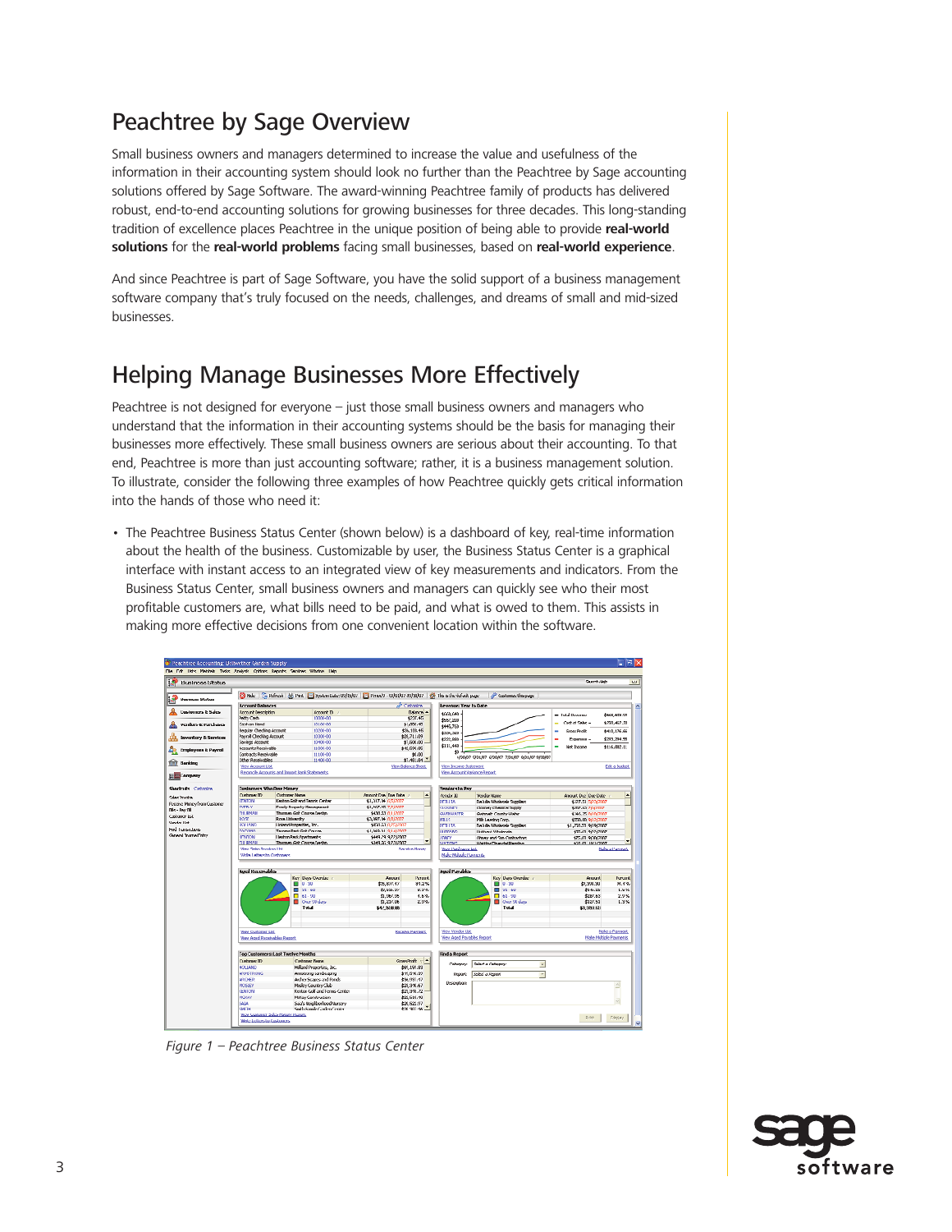## Peachtree by Sage Overview

Small business owners and managers determined to increase the value and usefulness of the information in their accounting system should look no further than the Peachtree by Sage accounting solutions offered by Sage Software. The award-winning Peachtree family of products has delivered robust, end-to-end accounting solutions for growing businesses for three decades. This long-standing tradition of excellence places Peachtree in the unique position of being able to provide **real-world solutions** for the **real-world problems** facing small businesses, based on **real-world experience**.

And since Peachtree is part of Sage Software, you have the solid support of a business management software company that's truly focused on the needs, challenges, and dreams of small and mid-sized businesses.

## Helping Manage Businesses More Effectively

Peachtree is not designed for everyone – just those small business owners and managers who understand that the information in their accounting systems should be the basis for managing their businesses more effectively. These small business owners are serious about their accounting. To that end, Peachtree is more than just accounting software; rather, it is a business management solution. To illustrate, consider the following three examples of how Peachtree quickly gets critical information into the hands of those who need it:

- The Peachtree Business Status Center (shown below) is a dashboard of key, real-time information about the health of the business. Customizable by user, the Business Status Center is a graphical interface with instant access to an integrated view of key measurements and indicators. From the Business Status Center, small business owners and managers can quickly see who their most profitable customers are, what bills need to be paid, and what is owed to them. This assists in making more effective decisions from one convenient location within the software.

*Figure 1 – Peachtree Business Status Center*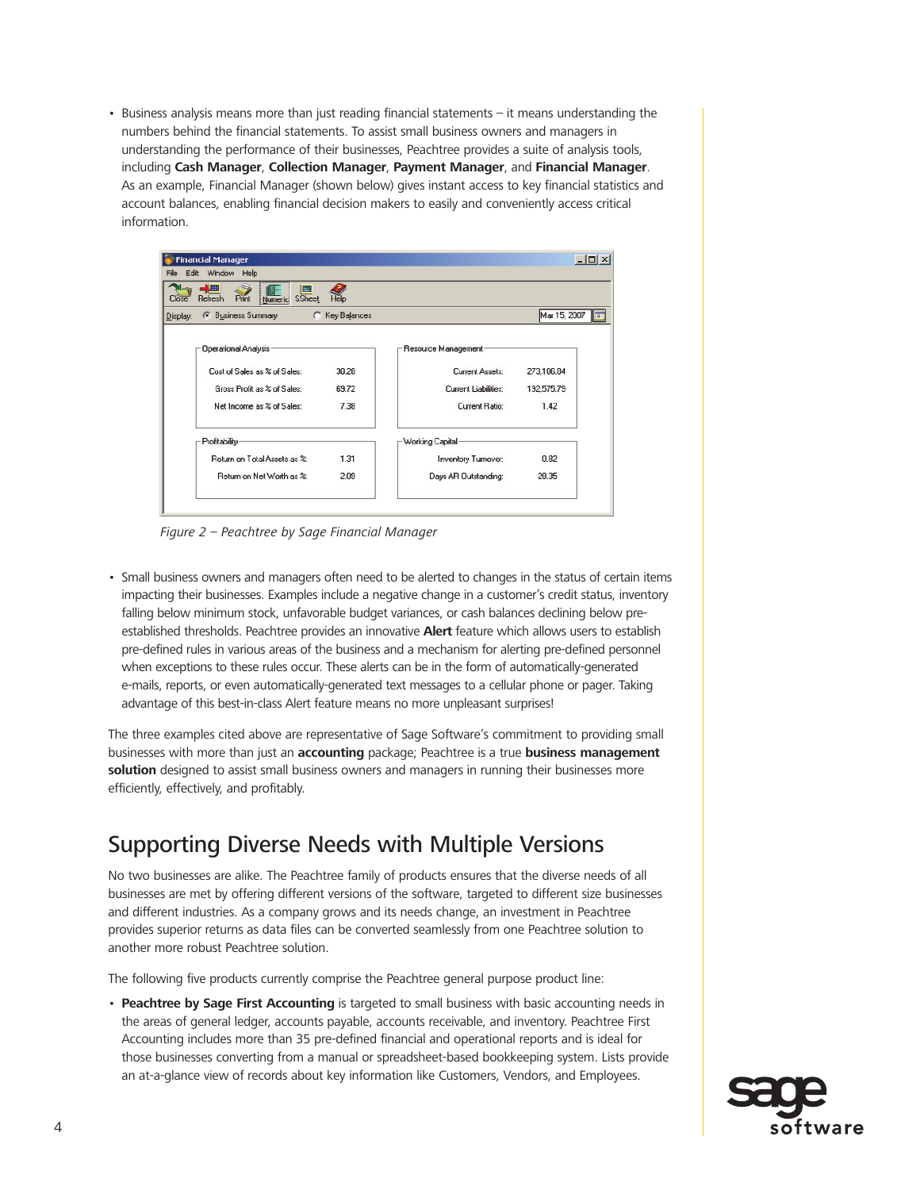- Business analysis means more than just reading financial statements – it means understanding the numbers behind the financial statements. To assist small business owners and managers in understanding the performance of their businesses, Peachtree provides a suite of analysis tools, including **Cash Manager**, **Collection Manager**, **Payment Manager**, and **Financial Manager**. As an example, Financial Manager (shown below) gives instant access to key financial statistics and account balances, enabling financial decision makers to easily and conveniently access critical information.

*Figure 2 – Peachtree by Sage Financial Manager*

- Small business owners and managers often need to be alerted to changes in the status of certain items impacting their businesses. Examples include a negative change in a customer's credit status, inventory falling below minimum stock, unfavorable budget variances, or cash balances declining below pre-established thresholds. Peachtree provides an innovative **Alert** feature which allows users to establish pre-defined rules in various areas of the business and a mechanism for alerting pre-defined personnel when exceptions to these rules occur. These alerts can be in the form of automatically-generated e-mails, reports, or even automatically-generated text messages to a cellular phone or pager. Taking advantage of this best-in-class Alert feature means no more unpleasant surprises!

The three examples cited above are representative of Sage Software's commitment to providing small businesses with more than just an **accounting** package; Peachtree is a true **business management solution** designed to assist small business owners and managers in running their businesses more efficiently, effectively, and profitably.

## Supporting Diverse Needs with Multiple Versions

No two businesses are alike. The Peachtree family of products ensures that the diverse needs of all businesses are met by offering different versions of the software, targeted to different size businesses and different industries. As a company grows and its needs change, an investment in Peachtree provides superior returns as data files can be converted seamlessly from one Peachtree solution to another more robust Peachtree solution.

The following five products currently comprise the Peachtree general purpose product line:

- **Peachtree by Sage First Accounting** is targeted to small business with basic accounting needs in the areas of general ledger, accounts payable, accounts receivable, and inventory. Peachtree First Accounting includes more than 35 pre-defined financial and operational reports and is ideal for those businesses converting from a manual or spreadsheet-based bookkeeping system. Lists provide an at-a-glance view of records about key information like Customers, Vendors, and Employees.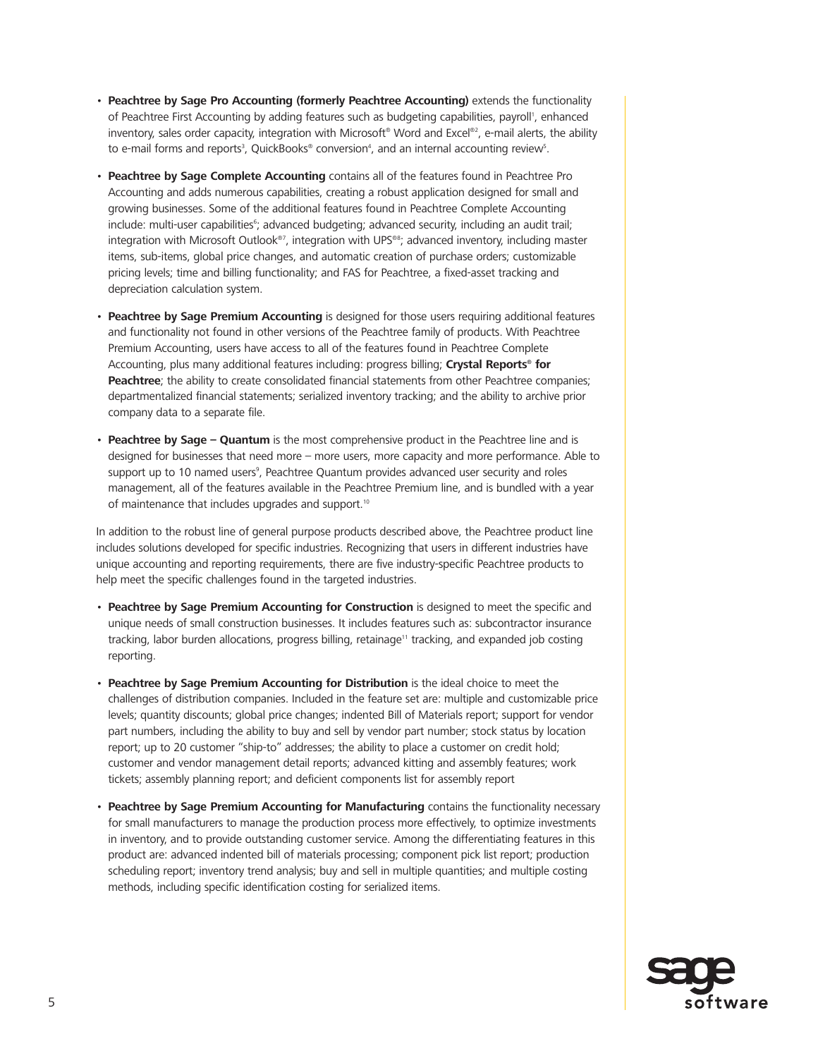- **Peachtree by Sage Pro Accounting (formerly Peachtree Accounting)** extends the functionality of Peachtree First Accounting by adding features such as budgeting capabilities, payroll[1], enhanced inventory, sales order capacity, integration with Microsoft® Word and Excel®[2], e-mail alerts, the ability to e-mail forms and reports[3], QuickBooks® conversion[4], and an internal accounting review[5].

- **Peachtree by Sage Complete Accounting** contains all of the features found in Peachtree Pro Accounting and adds numerous capabilities, creating a robust application designed for small and growing businesses. Some of the additional features found in Peachtree Complete Accounting include: multi-user capabilities[6]; advanced budgeting; advanced security, including an audit trail; integration with Microsoft Outlook®[7], integration with UPS®[8]; advanced inventory, including master items, sub-items, global price changes, and automatic creation of purchase orders; customizable pricing levels; time and billing functionality; and FAS for Peachtree, a fixed-asset tracking and depreciation calculation system.

- **Peachtree by Sage Premium Accounting** is designed for those users requiring additional features and functionality not found in other versions of the Peachtree family of products. With Peachtree Premium Accounting, users have access to all of the features found in Peachtree Complete Accounting, plus many additional features including: progress billing; **Crystal Reports® for Peachtree**; the ability to create consolidated financial statements from other Peachtree companies; departmentalized financial statements; serialized inventory tracking; and the ability to archive prior company data to a separate file.

- **Peachtree by Sage – Quantum** is the most comprehensive product in the Peachtree line and is designed for businesses that need more – more users, more capacity and more performance. Able to support up to 10 named users[9], Peachtree Quantum provides advanced user security and roles management, all of the features available in the Peachtree Premium line, and is bundled with a year of maintenance that includes upgrades and support.[10]

In addition to the robust line of general purpose products described above, the Peachtree product line includes solutions developed for specific industries. Recognizing that users in different industries have unique accounting and reporting requirements, there are five industry-specific Peachtree products to help meet the specific challenges found in the targeted industries.

- **Peachtree by Sage Premium Accounting for Construction** is designed to meet the specific and unique needs of small construction businesses. It includes features such as: subcontractor insurance tracking, labor burden allocations, progress billing, retainage[11] tracking, and expanded job costing reporting.

- **Peachtree by Sage Premium Accounting for Distribution** is the ideal choice to meet the challenges of distribution companies. Included in the feature set are: multiple and customizable price levels; quantity discounts; global price changes; indented Bill of Materials report; support for vendor part numbers, including the ability to buy and sell by vendor part number; stock status by location report; up to 20 customer "ship-to" addresses; the ability to place a customer on credit hold; customer and vendor management detail reports; advanced kitting and assembly features; work tickets; assembly planning report; and deficient components list for assembly report

- **Peachtree by Sage Premium Accounting for Manufacturing** contains the functionality necessary for small manufacturers to manage the production process more effectively, to optimize investments in inventory, and to provide outstanding customer service. Among the differentiating features in this product are: advanced indented bill of materials processing; component pick list report; production scheduling report; inventory trend analysis; buy and sell in multiple quantities; and multiple costing methods, including specific identification costing for serialized items.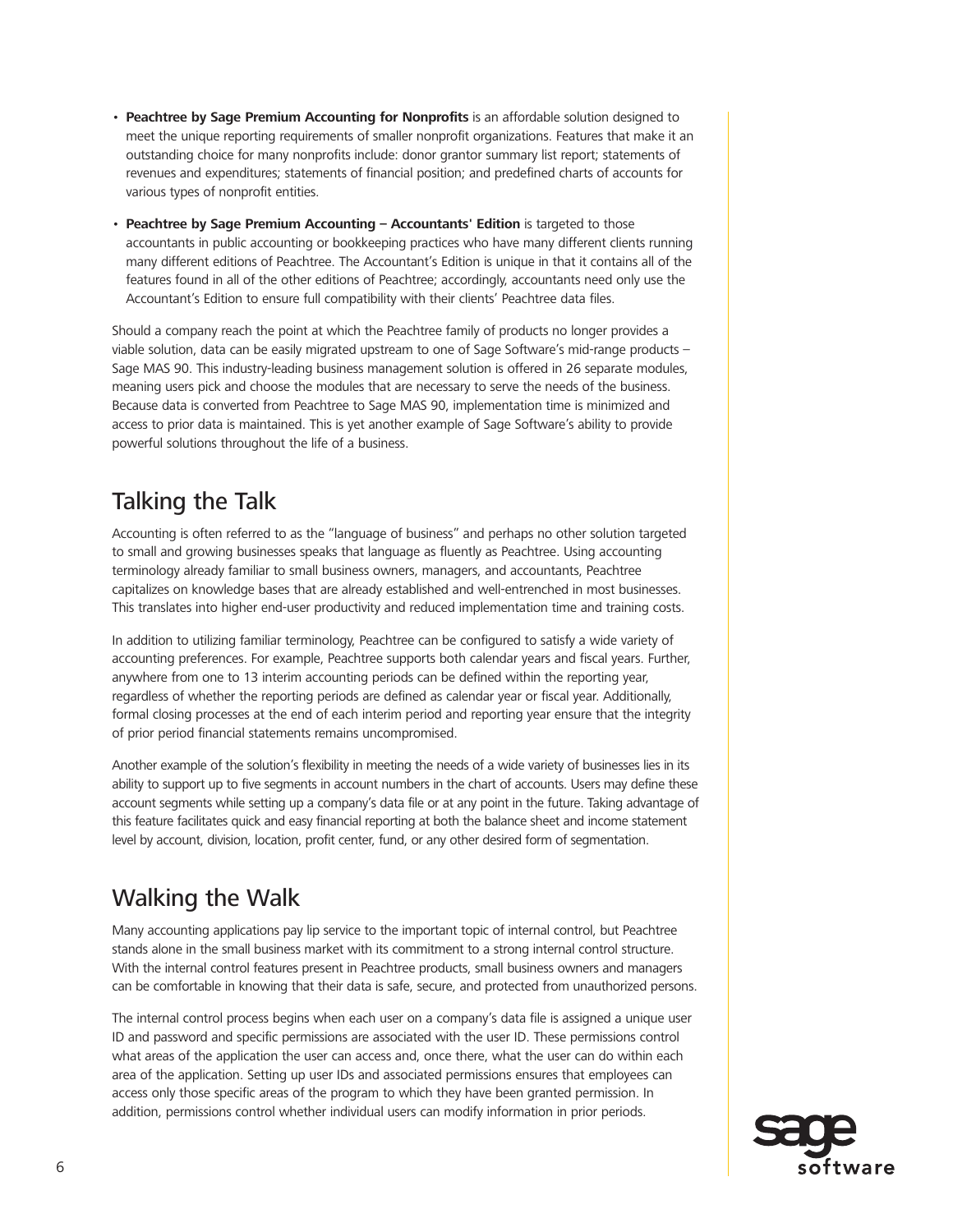- **Peachtree by Sage Premium Accounting for Nonprofits** is an affordable solution designed to meet the unique reporting requirements of smaller nonprofit organizations. Features that make it an outstanding choice for many nonprofits include: donor grantor summary list report; statements of revenues and expenditures; statements of financial position; and predefined charts of accounts for various types of nonprofit entities.
- **Peachtree by Sage Premium Accounting – Accountants' Edition** is targeted to those accountants in public accounting or bookkeeping practices who have many different clients running many different editions of Peachtree. The Accountant's Edition is unique in that it contains all of the features found in all of the other editions of Peachtree; accordingly, accountants need only use the Accountant's Edition to ensure full compatibility with their clients' Peachtree data files.

Should a company reach the point at which the Peachtree family of products no longer provides a viable solution, data can be easily migrated upstream to one of Sage Software's mid-range products – Sage MAS 90. This industry-leading business management solution is offered in 26 separate modules, meaning users pick and choose the modules that are necessary to serve the needs of the business. Because data is converted from Peachtree to Sage MAS 90, implementation time is minimized and access to prior data is maintained. This is yet another example of Sage Software's ability to provide powerful solutions throughout the life of a business.

## Talking the Talk

Accounting is often referred to as the "language of business" and perhaps no other solution targeted to small and growing businesses speaks that language as fluently as Peachtree. Using accounting terminology already familiar to small business owners, managers, and accountants, Peachtree capitalizes on knowledge bases that are already established and well-entrenched in most businesses. This translates into higher end-user productivity and reduced implementation time and training costs.

In addition to utilizing familiar terminology, Peachtree can be configured to satisfy a wide variety of accounting preferences. For example, Peachtree supports both calendar years and fiscal years. Further, anywhere from one to 13 interim accounting periods can be defined within the reporting year, regardless of whether the reporting periods are defined as calendar year or fiscal year. Additionally, formal closing processes at the end of each interim period and reporting year ensure that the integrity of prior period financial statements remains uncompromised.

Another example of the solution's flexibility in meeting the needs of a wide variety of businesses lies in its ability to support up to five segments in account numbers in the chart of accounts. Users may define these account segments while setting up a company's data file or at any point in the future. Taking advantage of this feature facilitates quick and easy financial reporting at both the balance sheet and income statement level by account, division, location, profit center, fund, or any other desired form of segmentation.

## Walking the Walk

Many accounting applications pay lip service to the important topic of internal control, but Peachtree stands alone in the small business market with its commitment to a strong internal control structure. With the internal control features present in Peachtree products, small business owners and managers can be comfortable in knowing that their data is safe, secure, and protected from unauthorized persons.

The internal control process begins when each user on a company's data file is assigned a unique user ID and password and specific permissions are associated with the user ID. These permissions control what areas of the application the user can access and, once there, what the user can do within each area of the application. Setting up user IDs and associated permissions ensures that employees can access only those specific areas of the program to which they have been granted permission. In addition, permissions control whether individual users can modify information in prior periods.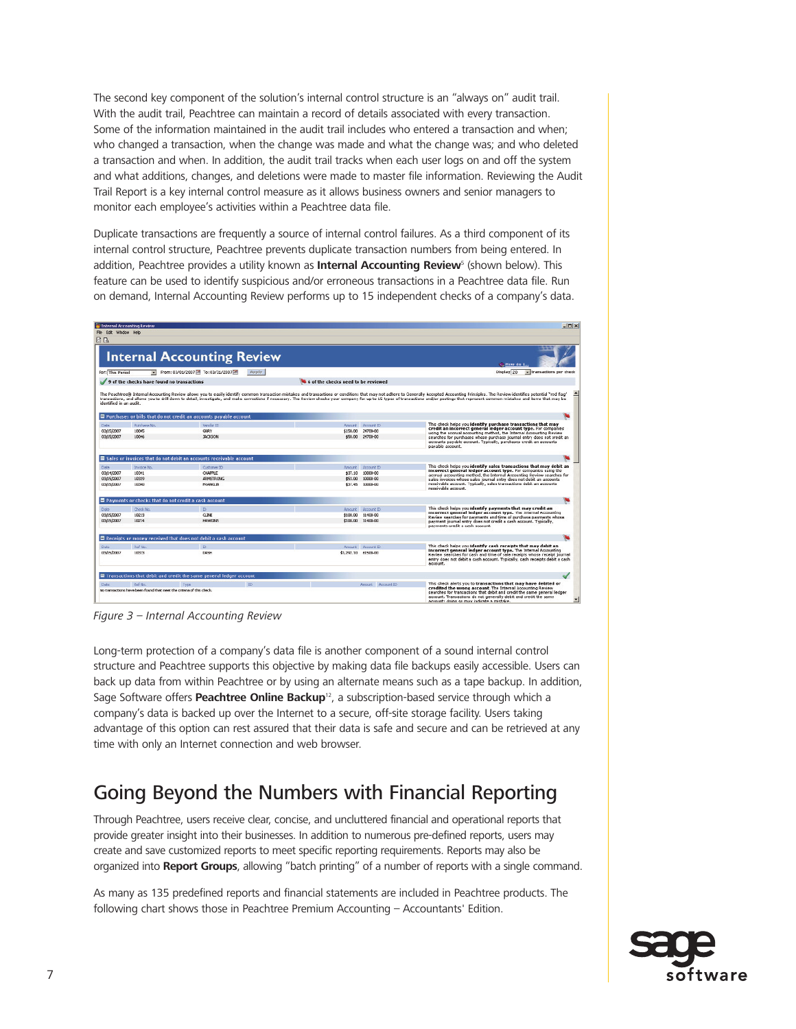The second key component of the solution's internal control structure is an "always on" audit trail. With the audit trail, Peachtree can maintain a record of details associated with every transaction. Some of the information maintained in the audit trail includes who entered a transaction and when; who changed a transaction, when the change was made and what the change was; and who deleted a transaction and when. In addition, the audit trail tracks when each user logs on and off the system and what additions, changes, and deletions were made to master file information. Reviewing the Audit Trail Report is a key internal control measure as it allows business owners and senior managers to monitor each employee's activities within a Peachtree data file.

Duplicate transactions are frequently a source of internal control failures. As a third component of its internal control structure, Peachtree prevents duplicate transaction numbers from being entered. In addition, Peachtree provides a utility known as **Internal Accounting Review**[5] (shown below). This feature can be used to identify suspicious and/or erroneous transactions in a Peachtree data file. Run on demand, Internal Accounting Review performs up to 15 independent checks of a company's data.

*Figure 3 – Internal Accounting Review*

Long-term protection of a company's data file is another component of a sound internal control structure and Peachtree supports this objective by making data file backups easily accessible. Users can back up data from within Peachtree or by using an alternate means such as a tape backup. In addition, Sage Software offers **Peachtree Online Backup**[12], a subscription-based service through which a company's data is backed up over the Internet to a secure, off-site storage facility. Users taking advantage of this option can rest assured that their data is safe and secure and can be retrieved at any time with only an Internet connection and web browser.

## Going Beyond the Numbers with Financial Reporting

Through Peachtree, users receive clear, concise, and uncluttered financial and operational reports that provide greater insight into their businesses. In addition to numerous pre-defined reports, users may create and save customized reports to meet specific reporting requirements. Reports may also be organized into **Report Groups**, allowing "batch printing" of a number of reports with a single command.

As many as 135 predefined reports and financial statements are included in Peachtree products. The following chart shows those in Peachtree Premium Accounting – Accountants' Edition.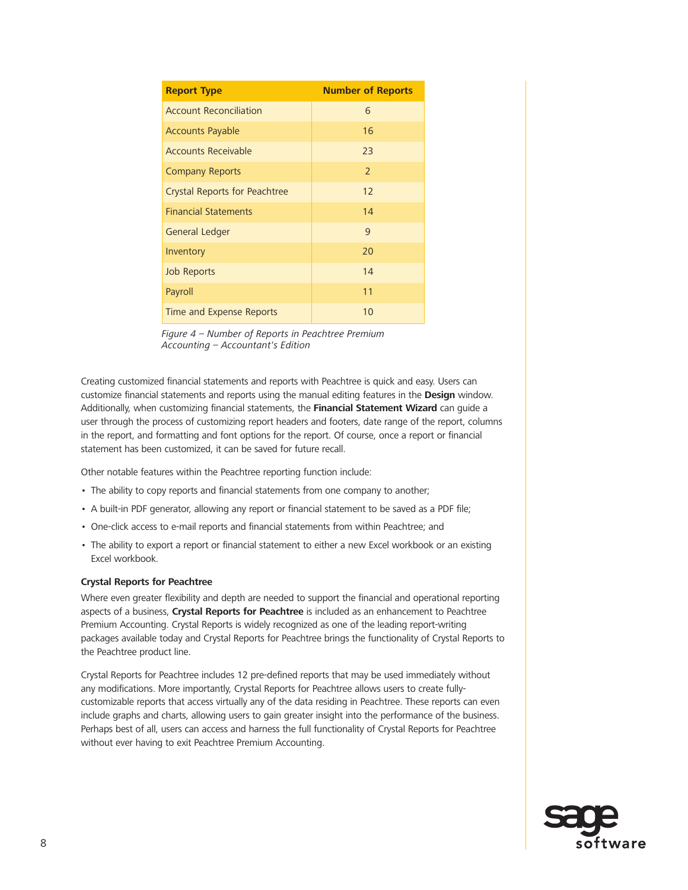| Report Type | Number of Reports |
|---|---|
| Account Reconciliation | 6 |
| Accounts Payable | 16 |
| Accounts Receivable | 23 |
| Company Reports | 2 |
| Crystal Reports for Peachtree | 12 |
| Financial Statements | 14 |
| General Ledger | 9 |
| Inventory | 20 |
| Job Reports | 14 |
| Payroll | 11 |
| Time and Expense Reports | 10 |

*Figure 4 – Number of Reports in Peachtree Premium Accounting – Accountant's Edition*

Creating customized financial statements and reports with Peachtree is quick and easy. Users can customize financial statements and reports using the manual editing features in the **Design** window. Additionally, when customizing financial statements, the **Financial Statement Wizard** can guide a user through the process of customizing report headers and footers, date range of the report, columns in the report, and formatting and font options for the report. Of course, once a report or financial statement has been customized, it can be saved for future recall.

Other notable features within the Peachtree reporting function include:

- The ability to copy reports and financial statements from one company to another;
- A built-in PDF generator, allowing any report or financial statement to be saved as a PDF file;
- One-click access to e-mail reports and financial statements from within Peachtree; and
- The ability to export a report or financial statement to either a new Excel workbook or an existing Excel workbook.

### Crystal Reports for Peachtree

Where even greater flexibility and depth are needed to support the financial and operational reporting aspects of a business, **Crystal Reports for Peachtree** is included as an enhancement to Peachtree Premium Accounting. Crystal Reports is widely recognized as one of the leading report-writing packages available today and Crystal Reports for Peachtree brings the functionality of Crystal Reports to the Peachtree product line.

Crystal Reports for Peachtree includes 12 pre-defined reports that may be used immediately without any modifications. More importantly, Crystal Reports for Peachtree allows users to create fully-customizable reports that access virtually any of the data residing in Peachtree. These reports can even include graphs and charts, allowing users to gain greater insight into the performance of the business. Perhaps best of all, users can access and harness the full functionality of Crystal Reports for Peachtree without ever having to exit Peachtree Premium Accounting.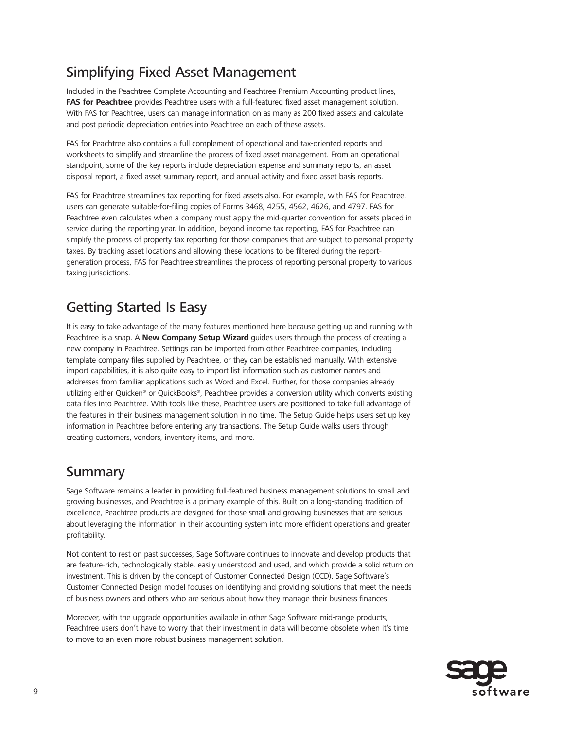## Simplifying Fixed Asset Management

Included in the Peachtree Complete Accounting and Peachtree Premium Accounting product lines, **FAS for Peachtree** provides Peachtree users with a full-featured fixed asset management solution. With FAS for Peachtree, users can manage information on as many as 200 fixed assets and calculate and post periodic depreciation entries into Peachtree on each of these assets.

FAS for Peachtree also contains a full complement of operational and tax-oriented reports and worksheets to simplify and streamline the process of fixed asset management. From an operational standpoint, some of the key reports include depreciation expense and summary reports, an asset disposal report, a fixed asset summary report, and annual activity and fixed asset basis reports.

FAS for Peachtree streamlines tax reporting for fixed assets also. For example, with FAS for Peachtree, users can generate suitable-for-filing copies of Forms 3468, 4255, 4562, 4626, and 4797. FAS for Peachtree even calculates when a company must apply the mid-quarter convention for assets placed in service during the reporting year. In addition, beyond income tax reporting, FAS for Peachtree can simplify the process of property tax reporting for those companies that are subject to personal property taxes. By tracking asset locations and allowing these locations to be filtered during the report-generation process, FAS for Peachtree streamlines the process of reporting personal property to various taxing jurisdictions.

## Getting Started Is Easy

It is easy to take advantage of the many features mentioned here because getting up and running with Peachtree is a snap. A **New Company Setup Wizard** guides users through the process of creating a new company in Peachtree. Settings can be imported from other Peachtree companies, including template company files supplied by Peachtree, or they can be established manually. With extensive import capabilities, it is also quite easy to import list information such as customer names and addresses from familiar applications such as Word and Excel. Further, for those companies already utilizing either Quicken® or QuickBooks®, Peachtree provides a conversion utility which converts existing data files into Peachtree. With tools like these, Peachtree users are positioned to take full advantage of the features in their business management solution in no time. The Setup Guide helps users set up key information in Peachtree before entering any transactions. The Setup Guide walks users through creating customers, vendors, inventory items, and more.

## Summary

Sage Software remains a leader in providing full-featured business management solutions to small and growing businesses, and Peachtree is a primary example of this. Built on a long-standing tradition of excellence, Peachtree products are designed for those small and growing businesses that are serious about leveraging the information in their accounting system into more efficient operations and greater profitability.

Not content to rest on past successes, Sage Software continues to innovate and develop products that are feature-rich, technologically stable, easily understood and used, and which provide a solid return on investment. This is driven by the concept of Customer Connected Design (CCD). Sage Software's Customer Connected Design model focuses on identifying and providing solutions that meet the needs of business owners and others who are serious about how they manage their business finances.

Moreover, with the upgrade opportunities available in other Sage Software mid-range products, Peachtree users don't have to worry that their investment in data will become obsolete when it's time to move to an even more robust business management solution.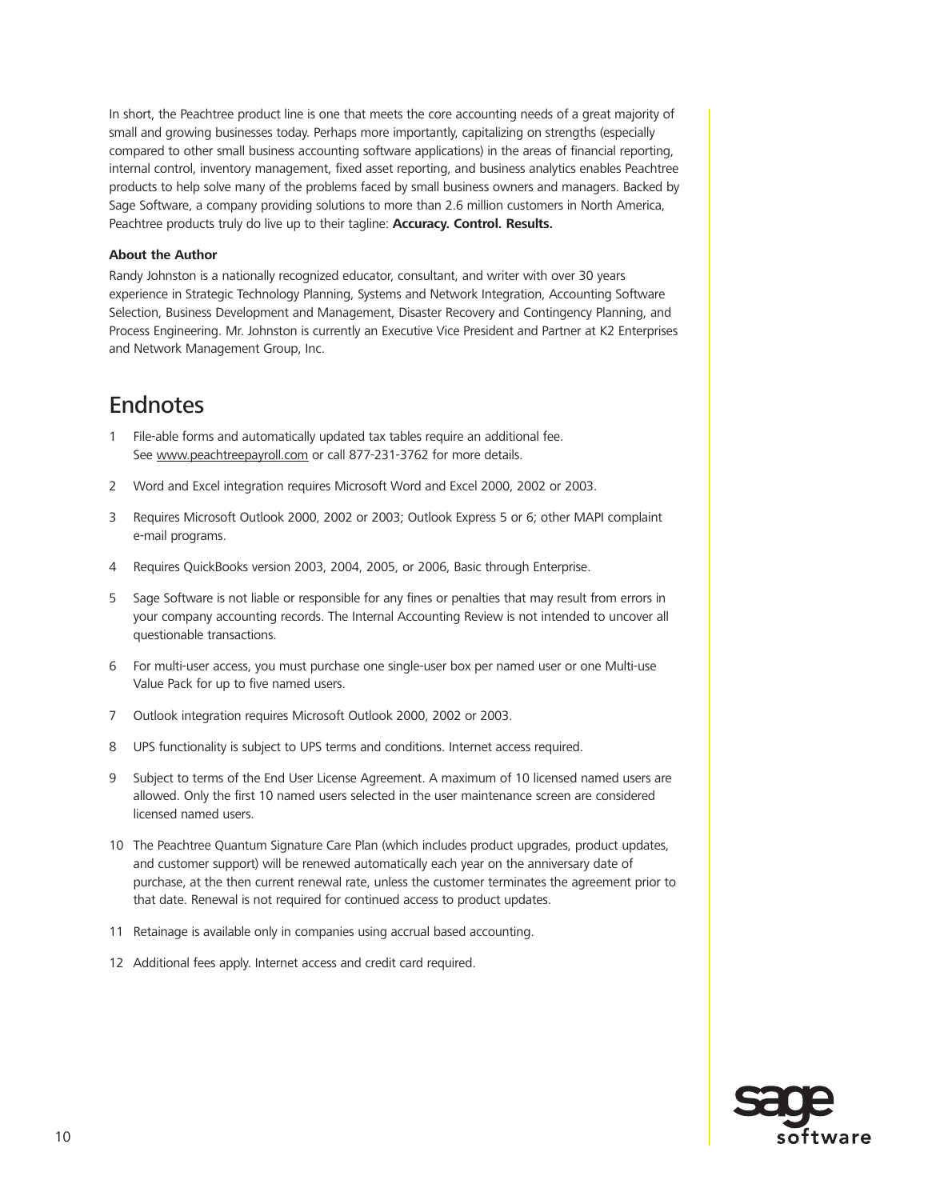In short, the Peachtree product line is one that meets the core accounting needs of a great majority of small and growing businesses today. Perhaps more importantly, capitalizing on strengths (especially compared to other small business accounting software applications) in the areas of financial reporting, internal control, inventory management, fixed asset reporting, and business analytics enables Peachtree products to help solve many of the problems faced by small business owners and managers. Backed by Sage Software, a company providing solutions to more than 2.6 million customers in North America, Peachtree products truly do live up to their tagline: **Accuracy. Control. Results.**

**About the Author**

Randy Johnston is a nationally recognized educator, consultant, and writer with over 30 years experience in Strategic Technology Planning, Systems and Network Integration, Accounting Software Selection, Business Development and Management, Disaster Recovery and Contingency Planning, and Process Engineering. Mr. Johnston is currently an Executive Vice President and Partner at K2 Enterprises and Network Management Group, Inc.

## Endnotes

1 File-able forms and automatically updated tax tables require an additional fee. See www.peachtreepayroll.com or call 877-231-3762 for more details.

2 Word and Excel integration requires Microsoft Word and Excel 2000, 2002 or 2003.

3 Requires Microsoft Outlook 2000, 2002 or 2003; Outlook Express 5 or 6; other MAPI complaint e-mail programs.

4 Requires QuickBooks version 2003, 2004, 2005, or 2006, Basic through Enterprise.

5 Sage Software is not liable or responsible for any fines or penalties that may result from errors in your company accounting records. The Internal Accounting Review is not intended to uncover all questionable transactions.

6 For multi-user access, you must purchase one single-user box per named user or one Multi-use Value Pack for up to five named users.

7 Outlook integration requires Microsoft Outlook 2000, 2002 or 2003.

8 UPS functionality is subject to UPS terms and conditions. Internet access required.

9 Subject to terms of the End User License Agreement. A maximum of 10 licensed named users are allowed. Only the first 10 named users selected in the user maintenance screen are considered licensed named users.

10 The Peachtree Quantum Signature Care Plan (which includes product upgrades, product updates, and customer support) will be renewed automatically each year on the anniversary date of purchase, at the then current renewal rate, unless the customer terminates the agreement prior to that date. Renewal is not required for continued access to product updates.

11 Retainage is available only in companies using accrual based accounting.

12 Additional fees apply. Internet access and credit card required.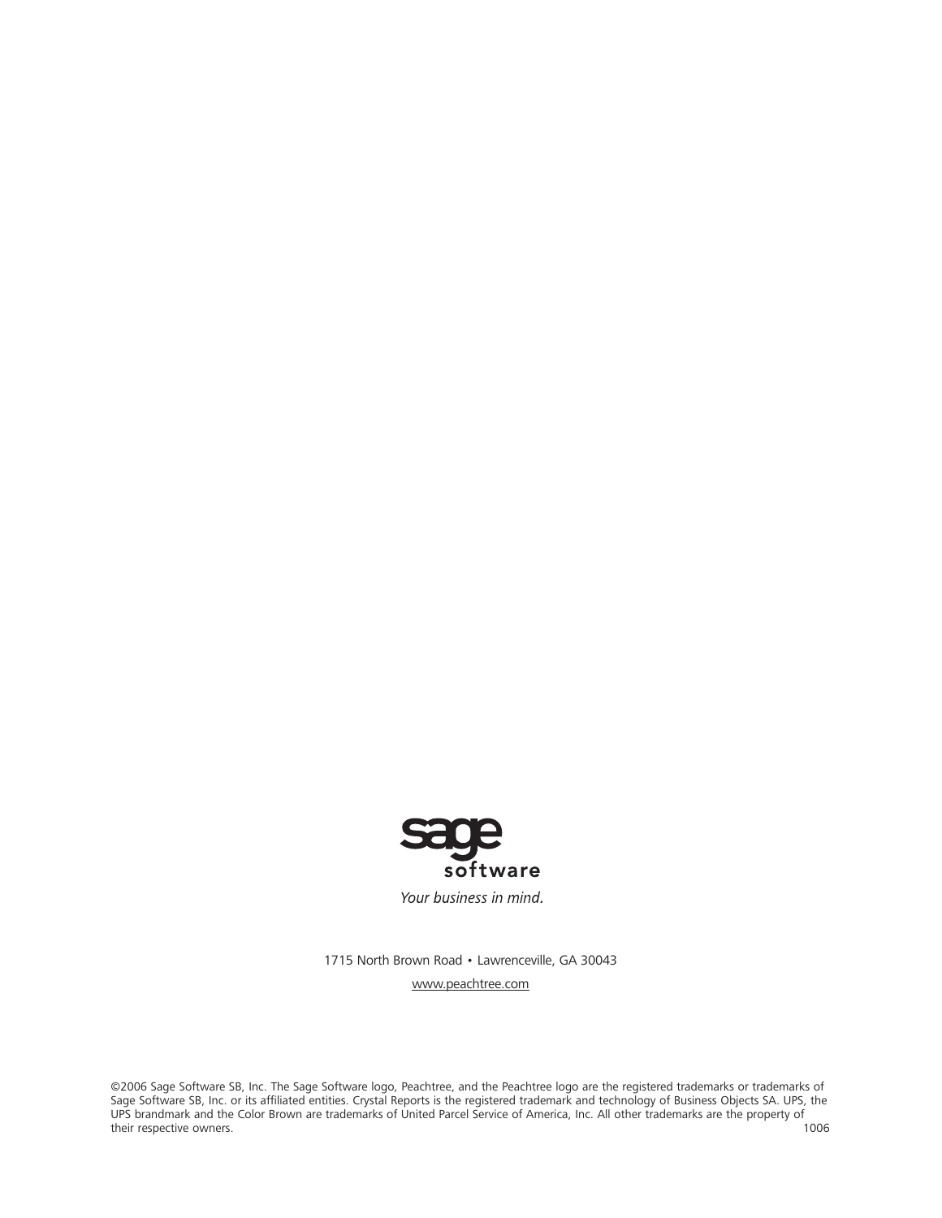sage
software

*Your business in mind.*

1715 North Brown Road • Lawrenceville, GA 30043

www.peachtree.com

©2006 Sage Software SB, Inc. The Sage Software logo, Peachtree, and the Peachtree logo are the registered trademarks or trademarks of Sage Software SB, Inc. or its affiliated entities. Crystal Reports is the registered trademark and technology of Business Objects SA. UPS, the UPS brandmark and the Color Brown are trademarks of United Parcel Service of America, Inc. All other trademarks are the property of their respective owners.

1006